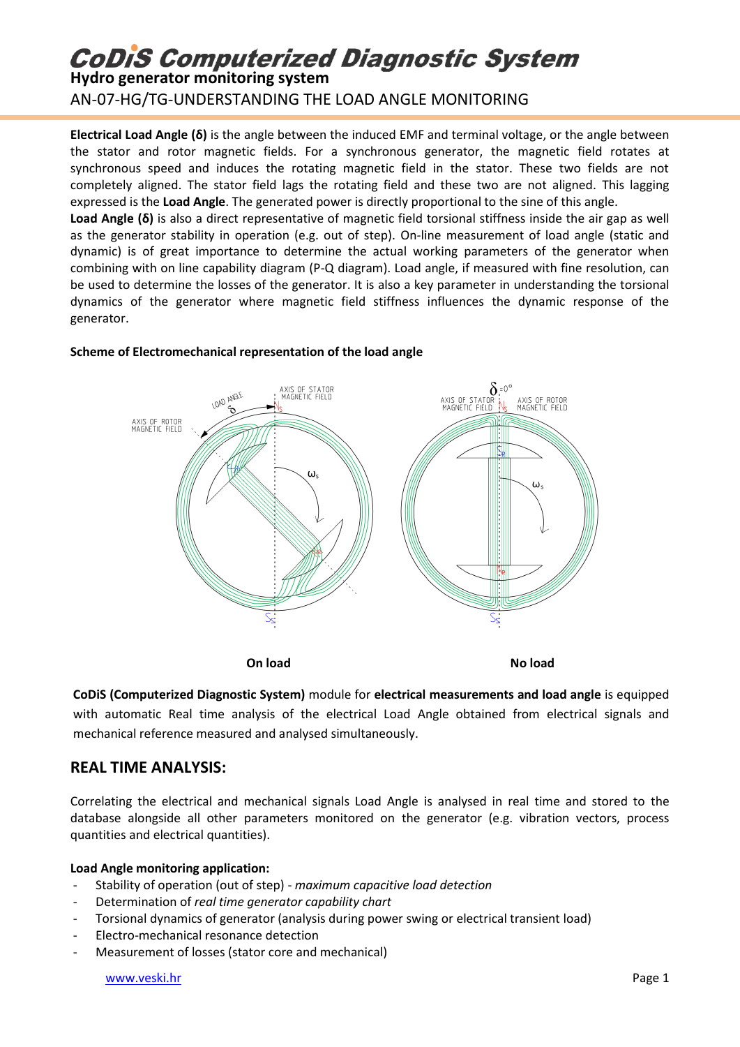# CoDiS Computerized Diagnostic System

## Hydro generator monitoring system

AN-07-HG/TG-UNDERSTANDING THE LOAD ANGLE MONITORING

**Electrical Load Angle (δ)** is the angle between the induced EMF and terminal voltage, or the angle between the stator and rotor magnetic fields. For a synchronous generator, the magnetic field rotates at synchronous speed and induces the rotating magnetic field in the stator. These two fields are not completely aligned. The stator field lags the rotating field and these two are not aligned. This lagging expressed is the **Load Angle**. The generated power is directly proportional to the sine of this angle.

**Load Angle (δ)** is also a direct representative of magnetic field torsional stiffness inside the air gap as well as the generator stability in operation (e.g. out of step). On-line measurement of load angle (static and dynamic) is of great importance to determine the actual working parameters of the generator when combining with on line capability diagram (P-Q diagram). Load angle, if measured with fine resolution, can be used to determine the losses of the generator. It is also a key parameter in understanding the torsional dynamics of the generator where magnetic field stiffness influences the dynamic response of the generator.

**Scheme of Electromechanical representation of the load angle**

**On load** **No load**

**CoDiS (Computerized Diagnostic System)** module for **electrical measurements and load angle** is equipped with automatic Real time analysis of the electrical Load Angle obtained from electrical signals and mechanical reference measured and analysed simultaneously.

## REAL TIME ANALYSIS:

Correlating the electrical and mechanical signals Load Angle is analysed in real time and stored to the database alongside all other parameters monitored on the generator (e.g. vibration vectors, process quantities and electrical quantities).

**Load Angle monitoring application:**

- Stability of operation (out of step) - *maximum capacitive load detection*
- Determination of *real time generator capability chart*
- Torsional dynamics of generator (analysis during power swing or electrical transient load)
- Electro-mechanical resonance detection
- Measurement of losses (stator core and mechanical)

www.veski.hr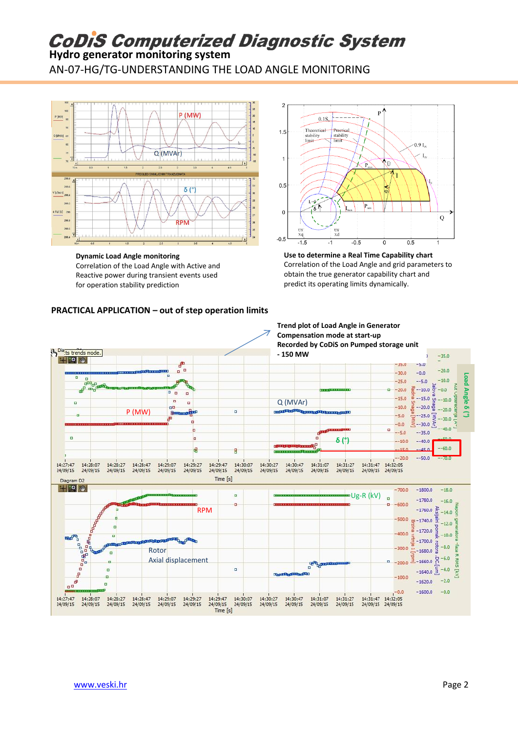# CoDiS Computerized Diagnostic System

**Hydro generator monitoring system**

AN-07-HG/TG-UNDERSTANDING THE LOAD ANGLE MONITORING

**Dynamic Load Angle monitoring**
Correlation of the Load Angle with Active and Reactive power during transient events used for operation stability prediction

**Use to determine a Real Time Capability chart**
Correlation of the Load Angle and grid parameters to obtain the true generator capability chart and predict its operating limits dynamically.

## PRACTICAL APPLICATION – out of step operation limits

**Trend plot of Load Angle in Generator Compensation mode at start-up Recorded by CoDiS on Pumped storage unit - 150 MW**

[www.veski.hr](http://www.veski.hr)